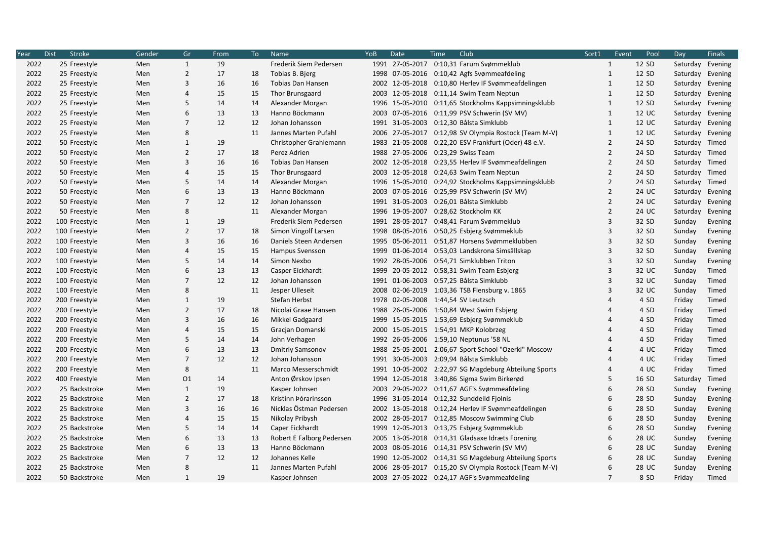| Year | Dist | Stroke | Gender | Gr | From | To | Name | YoB | Date | Time | Club | Sort1 | Event | Pool | Day | Finals |
|---|---|---|---|---|---|---|---|---|---|---|---|---|---|---|---|---|
| 2022 | 25 | Freestyle | Men | 1 | 19 | | Frederik Siem Pedersen | 1991 | 27-05-2017 | 0:10,31 | Farum Svømmeklub | | 1 | 12 SD | Saturday | Evening |
| 2022 | 25 | Freestyle | Men | 2 | 17 | 18 | Tobias B. Bjerg | 1998 | 07-05-2016 | 0:10,42 | Agfs Svømmeafdeling | | 1 | 12 SD | Saturday | Evening |
| 2022 | 25 | Freestyle | Men | 3 | 16 | 16 | Tobias Dan Hansen | 2002 | 12-05-2018 | 0:10,80 | Herlev IF Svømmeafdelingen | | 1 | 12 SD | Saturday | Evening |
| 2022 | 25 | Freestyle | Men | 4 | 15 | 15 | Thor Brunsgaard | 2003 | 12-05-2018 | 0:11,14 | Swim Team Neptun | | 1 | 12 SD | Saturday | Evening |
| 2022 | 25 | Freestyle | Men | 5 | 14 | 14 | Alexander Morgan | 1996 | 15-05-2010 | 0:11,65 | Stockholms Kappsimningsklubb | | 1 | 12 SD | Saturday | Evening |
| 2022 | 25 | Freestyle | Men | 6 | 13 | 13 | Hanno Böckmann | 2003 | 07-05-2016 | 0:11,99 | PSV Schwerin (SV MV) | | 1 | 12 UC | Saturday | Evening |
| 2022 | 25 | Freestyle | Men | 7 | 12 | 12 | Johan Johansson | 1991 | 31-05-2003 | 0:12,30 | Bålsta Simklubb | | 1 | 12 UC | Saturday | Evening |
| 2022 | 25 | Freestyle | Men | 8 | | 11 | Jannes Marten Pufahl | 2006 | 27-05-2017 | 0:12,98 | SV Olympia Rostock (Team M-V) | | 1 | 12 UC | Saturday | Evening |
| 2022 | 50 | Freestyle | Men | 1 | 19 | | Christopher Grahlemann | 1983 | 21-05-2008 | 0:22,20 | ESV Frankfurt (Oder) 48 e.V. | | 2 | 24 SD | Saturday | Timed |
| 2022 | 50 | Freestyle | Men | 2 | 17 | 18 | Perez Adrien | 1988 | 27-05-2006 | 0:23,29 | Swiss Team | | 2 | 24 SD | Saturday | Timed |
| 2022 | 50 | Freestyle | Men | 3 | 16 | 16 | Tobias Dan Hansen | 2002 | 12-05-2018 | 0:23,55 | Herlev IF Svømmeafdelingen | | 2 | 24 SD | Saturday | Timed |
| 2022 | 50 | Freestyle | Men | 4 | 15 | 15 | Thor Brunsgaard | 2003 | 12-05-2018 | 0:24,63 | Swim Team Neptun | | 2 | 24 SD | Saturday | Timed |
| 2022 | 50 | Freestyle | Men | 5 | 14 | 14 | Alexander Morgan | 1996 | 15-05-2010 | 0:24,92 | Stockholms Kappsimningsklubb | | 2 | 24 SD | Saturday | Timed |
| 2022 | 50 | Freestyle | Men | 6 | 13 | 13 | Hanno Böckmann | 2003 | 07-05-2016 | 0:25,99 | PSV Schwerin (SV MV) | | 2 | 24 UC | Saturday | Evening |
| 2022 | 50 | Freestyle | Men | 7 | 12 | 12 | Johan Johansson | 1991 | 31-05-2003 | 0:26,01 | Bålsta Simklubb | | 2 | 24 UC | Saturday | Evening |
| 2022 | 50 | Freestyle | Men | 8 | | 11 | Alexander Morgan | 1996 | 19-05-2007 | 0:28,62 | Stockholm KK | | 2 | 24 UC | Saturday | Evening |
| 2022 | 100 | Freestyle | Men | 1 | 19 | | Frederik Siem Pedersen | 1991 | 28-05-2017 | 0:48,41 | Farum Svømmeklub | | 3 | 32 SD | Sunday | Evening |
| 2022 | 100 | Freestyle | Men | 2 | 17 | 18 | Simon Vingolf Larsen | 1998 | 08-05-2016 | 0:50,25 | Esbjerg Svømmeklub | | 3 | 32 SD | Sunday | Evening |
| 2022 | 100 | Freestyle | Men | 3 | 16 | 16 | Daniels Steen Andersen | 1995 | 05-06-2011 | 0:51,87 | Horsens Svømmeklubben | | 3 | 32 SD | Sunday | Evening |
| 2022 | 100 | Freestyle | Men | 4 | 15 | 15 | Hampus Svensson | 1999 | 01-06-2014 | 0:53,03 | Landskrona Simsällskap | | 3 | 32 SD | Sunday | Evening |
| 2022 | 100 | Freestyle | Men | 5 | 14 | 14 | Simon Nexbo | 1992 | 28-05-2006 | 0:54,71 | Simklubben Triton | | 3 | 32 SD | Sunday | Evening |
| 2022 | 100 | Freestyle | Men | 6 | 13 | 13 | Casper Eickhardt | 1999 | 20-05-2012 | 0:58,31 | Swim Team Esbjerg | | 3 | 32 UC | Sunday | Timed |
| 2022 | 100 | Freestyle | Men | 7 | 12 | 12 | Johan Johansson | 1991 | 01-06-2003 | 0:57,25 | Bålsta Simklubb | | 3 | 32 UC | Sunday | Timed |
| 2022 | 100 | Freestyle | Men | 8 | | 11 | Jesper Ulleseit | 2008 | 02-06-2019 | 1:03,36 | TSB Flensburg v. 1865 | | 3 | 32 UC | Sunday | Timed |
| 2022 | 200 | Freestyle | Men | 1 | 19 | | Stefan Herbst | 1978 | 02-05-2008 | 1:44,54 | SV Leutzsch | | 4 | 4 SD | Friday | Timed |
| 2022 | 200 | Freestyle | Men | 2 | 17 | 18 | Nicolai Graae Hansen | 1988 | 26-05-2006 | 1:50,84 | West Swim Esbjerg | | 4 | 4 SD | Friday | Timed |
| 2022 | 200 | Freestyle | Men | 3 | 16 | 16 | Mikkel Gadgaard | 1999 | 15-05-2015 | 1:53,69 | Esbjerg Svømmeklub | | 4 | 4 SD | Friday | Timed |
| 2022 | 200 | Freestyle | Men | 4 | 15 | 15 | Gracjan Domanski | 2000 | 15-05-2015 | 1:54,91 | MKP Kolobrzeg | | 4 | 4 SD | Friday | Timed |
| 2022 | 200 | Freestyle | Men | 5 | 14 | 14 | John Verhagen | 1992 | 26-05-2006 | 1:59,10 | Neptunus '58 NL | | 4 | 4 SD | Friday | Timed |
| 2022 | 200 | Freestyle | Men | 6 | 13 | 13 | Dmitriy Samsonov | 1988 | 25-05-2001 | 2:06,67 | Sport School "Ozerki" Moscow | | 4 | 4 UC | Friday | Timed |
| 2022 | 200 | Freestyle | Men | 7 | 12 | 12 | Johan Johansson | 1991 | 30-05-2003 | 2:09,94 | Bålsta Simklubb | | 4 | 4 UC | Friday | Timed |
| 2022 | 200 | Freestyle | Men | 8 | | 11 | Marco Messerschmidt | 1991 | 10-05-2002 | 2:22,97 | SG Magdeburg Abteilung Sports | | 4 | 4 UC | Friday | Timed |
| 2022 | 400 | Freestyle | Men | O1 | 14 | | Anton Ørskov Ipsen | 1994 | 12-05-2018 | 3:40,86 | Sigma Swim Birkerød | | 5 | 16 SD | Saturday | Timed |
| 2022 | 25 | Backstroke | Men | 1 | 19 | | Kasper Johnsen | 2003 | 29-05-2022 | 0:11,67 | AGF's Svømmeafdeling | | 6 | 28 SD | Sunday | Evening |
| 2022 | 25 | Backstroke | Men | 2 | 17 | 18 | Kristinn Þórarinsson | 1996 | 31-05-2014 | 0:12,32 | Sunddeild Fjolnis | | 6 | 28 SD | Sunday | Evening |
| 2022 | 25 | Backstroke | Men | 3 | 16 | 16 | Nicklas Östman Pedersen | 2002 | 13-05-2018 | 0:12,24 | Herlev IF Svømmeafdelingen | | 6 | 28 SD | Sunday | Evening |
| 2022 | 25 | Backstroke | Men | 4 | 15 | 15 | Nikolay Pribysh | 2002 | 28-05-2017 | 0:12,85 | Moscow Swimming Club | | 6 | 28 SD | Sunday | Evening |
| 2022 | 25 | Backstroke | Men | 5 | 14 | 14 | Caper Eickhardt | 1999 | 12-05-2013 | 0:13,75 | Esbjerg Svømmeklub | | 6 | 28 SD | Sunday | Evening |
| 2022 | 25 | Backstroke | Men | 6 | 13 | 13 | Robert E Falborg Pedersen | 2005 | 13-05-2018 | 0:14,31 | Gladsaxe Idræts Forening | | 6 | 28 UC | Sunday | Evening |
| 2022 | 25 | Backstroke | Men | 6 | 13 | 13 | Hanno Böckmann | 2003 | 08-05-2016 | 0:14,31 | PSV Schwerin (SV MV) | | 6 | 28 UC | Sunday | Evening |
| 2022 | 25 | Backstroke | Men | 7 | 12 | 12 | Johannes Kelle | 1990 | 12-05-2002 | 0:14,31 | SG Magdeburg Abteilung Sports | | 6 | 28 UC | Sunday | Evening |
| 2022 | 25 | Backstroke | Men | 8 | | 11 | Jannes Marten Pufahl | 2006 | 28-05-2017 | 0:15,20 | SV Olympia Rostock (Team M-V) | | 6 | 28 UC | Sunday | Evening |
| 2022 | 50 | Backstroke | Men | 1 | 19 | | Kasper Johnsen | 2003 | 27-05-2022 | 0:24,17 | AGF's Svømmeafdeling | | 7 | 8 SD | Friday | Timed |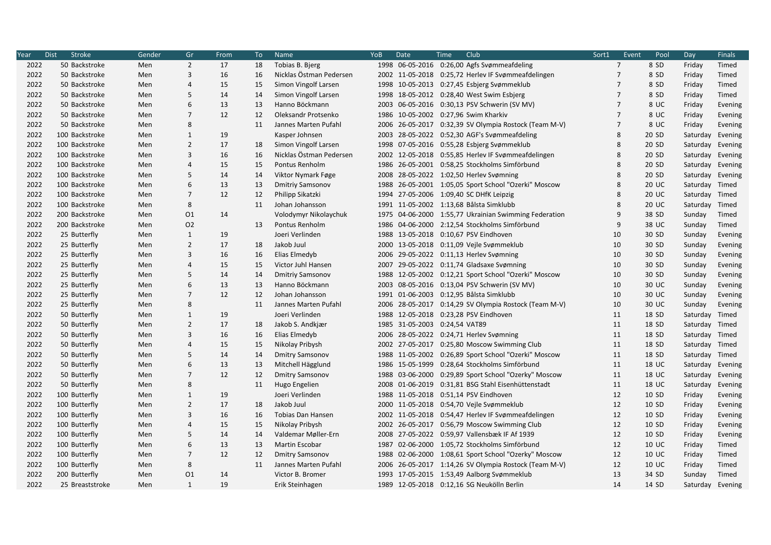| Year | Dist | Stroke | Gender | Gr | From | To | Name | YoB | Date | Time | Club | Sort1 | Event | Pool | Day | Finals |
|---|---|---|---|---|---|---|---|---|---|---|---|---|---|---|---|---|
| 2022 | 50 | Backstroke | Men | 2 | 17 | 18 | Tobias B. Bjerg | 1998 | 06-05-2016 | 0:26,00 | Agfs Svømmeafdeling | 7 | 8 | SD | Friday | Timed |
| 2022 | 50 | Backstroke | Men | 3 | 16 | 16 | Nicklas Östman Pedersen | 2002 | 11-05-2018 | 0:25,72 | Herlev IF Svømmeafdelingen | 7 | 8 | SD | Friday | Timed |
| 2022 | 50 | Backstroke | Men | 4 | 15 | 15 | Simon Vingolf Larsen | 1998 | 10-05-2013 | 0:27,45 | Esbjerg Svømmeklub | 7 | 8 | SD | Friday | Timed |
| 2022 | 50 | Backstroke | Men | 5 | 14 | 14 | Simon Vingolf Larsen | 1998 | 18-05-2012 | 0:28,40 | West Swim Esbjerg | 7 | 8 | SD | Friday | Timed |
| 2022 | 50 | Backstroke | Men | 6 | 13 | 13 | Hanno Böckmann | 2003 | 06-05-2016 | 0:30,13 | PSV Schwerin (SV MV) | 7 | 8 | UC | Friday | Evening |
| 2022 | 50 | Backstroke | Men | 7 | 12 | 12 | Oleksandr Protsenko | 1986 | 10-05-2002 | 0:27,96 | Swim Kharkiv | 7 | 8 | UC | Friday | Evening |
| 2022 | 50 | Backstroke | Men | 8 | | 11 | Jannes Marten Pufahl | 2006 | 26-05-2017 | 0:32,39 | SV Olympia Rostock (Team M-V) | 7 | 8 | UC | Friday | Evening |
| 2022 | 100 | Backstroke | Men | 1 | 19 | | Kasper Johnsen | 2003 | 28-05-2022 | 0:52,30 | AGF's Svømmeafdeling | 8 | 20 | SD | Saturday | Evening |
| 2022 | 100 | Backstroke | Men | 2 | 17 | 18 | Simon Vingolf Larsen | 1998 | 07-05-2016 | 0:55,28 | Esbjerg Svømmeklub | 8 | 20 | SD | Saturday | Evening |
| 2022 | 100 | Backstroke | Men | 3 | 16 | 16 | Nicklas Östman Pedersen | 2002 | 12-05-2018 | 0:55,85 | Herlev IF Svømmeafdelingen | 8 | 20 | SD | Saturday | Evening |
| 2022 | 100 | Backstroke | Men | 4 | 15 | 15 | Pontus Renholm | 1986 | 26-05-2001 | 0:58,25 | Stockholms Simförbund | 8 | 20 | SD | Saturday | Evening |
| 2022 | 100 | Backstroke | Men | 5 | 14 | 14 | Viktor Nymark Føge | 2008 | 28-05-2022 | 1:02,50 | Herlev Svømning | 8 | 20 | SD | Saturday | Evening |
| 2022 | 100 | Backstroke | Men | 6 | 13 | 13 | Dmitriy Samsonov | 1988 | 26-05-2001 | 1:05,05 | Sport School "Ozerki" Moscow | 8 | 20 | UC | Saturday | Timed |
| 2022 | 100 | Backstroke | Men | 7 | 12 | 12 | Philipp Sikatzki | 1994 | 27-05-2006 | 1:09,40 | SC DHfK Leipzig | 8 | 20 | UC | Saturday | Timed |
| 2022 | 100 | Backstroke | Men | 8 | | 11 | Johan Johansson | 1991 | 11-05-2002 | 1:13,68 | Bålsta Simklubb | 8 | 20 | UC | Saturday | Timed |
| 2022 | 200 | Backstroke | Men | O1 | 14 | | Volodymyr Nikolaychuk | 1975 | 04-06-2000 | 1:55,77 | Ukrainian Swimming Federation | 9 | 38 | SD | Sunday | Timed |
| 2022 | 200 | Backstroke | Men | O2 | | 13 | Pontus Renholm | 1986 | 04-06-2000 | 2:12,54 | Stockholms Simförbund | 9 | 38 | UC | Sunday | Timed |
| 2022 | 25 | Butterfly | Men | 1 | 19 | | Joeri Verlinden | 1988 | 13-05-2018 | 0:10,67 | PSV Eindhoven | 10 | 30 | SD | Sunday | Evening |
| 2022 | 25 | Butterfly | Men | 2 | 17 | 18 | Jakob Juul | 2000 | 13-05-2018 | 0:11,09 | Vejle Svømmeklub | 10 | 30 | SD | Sunday | Evening |
| 2022 | 25 | Butterfly | Men | 3 | 16 | 16 | Elias Elmedyb | 2006 | 29-05-2022 | 0:11,13 | Herlev Svømning | 10 | 30 | SD | Sunday | Evening |
| 2022 | 25 | Butterfly | Men | 4 | 15 | 15 | Victor Juhl Hansen | 2007 | 29-05-2022 | 0:11,74 | Gladsaxe Svømning | 10 | 30 | SD | Sunday | Evening |
| 2022 | 25 | Butterfly | Men | 5 | 14 | 14 | Dmitriy Samsonov | 1988 | 12-05-2002 | 0:12,21 | Sport School "Ozerki" Moscow | 10 | 30 | SD | Sunday | Evening |
| 2022 | 25 | Butterfly | Men | 6 | 13 | 13 | Hanno Böckmann | 2003 | 08-05-2016 | 0:13,04 | PSV Schwerin (SV MV) | 10 | 30 | UC | Sunday | Evening |
| 2022 | 25 | Butterfly | Men | 7 | 12 | 12 | Johan Johansson | 1991 | 01-06-2003 | 0:12,95 | Bålsta Simklubb | 10 | 30 | UC | Sunday | Evening |
| 2022 | 25 | Butterfly | Men | 8 | | 11 | Jannes Marten Pufahl | 2006 | 28-05-2017 | 0:14,29 | SV Olympia Rostock (Team M-V) | 10 | 30 | UC | Sunday | Evening |
| 2022 | 50 | Butterfly | Men | 1 | 19 | | Joeri Verlinden | 1988 | 12-05-2018 | 0:23,28 | PSV Eindhoven | 11 | 18 | SD | Saturday | Timed |
| 2022 | 50 | Butterfly | Men | 2 | 17 | 18 | Jakob S. Andkjær | 1985 | 31-05-2003 | 0:24,54 | VAT89 | 11 | 18 | SD | Saturday | Timed |
| 2022 | 50 | Butterfly | Men | 3 | 16 | 16 | Elias Elmedyb | 2006 | 28-05-2022 | 0:24,71 | Herlev Svømning | 11 | 18 | SD | Saturday | Timed |
| 2022 | 50 | Butterfly | Men | 4 | 15 | 15 | Nikolay Pribysh | 2002 | 27-05-2017 | 0:25,80 | Moscow Swimming Club | 11 | 18 | SD | Saturday | Timed |
| 2022 | 50 | Butterfly | Men | 5 | 14 | 14 | Dmitriy Samsonov | 1988 | 11-05-2002 | 0:26,89 | Sport School "Ozerki" Moscow | 11 | 18 | SD | Saturday | Timed |
| 2022 | 50 | Butterfly | Men | 6 | 13 | 13 | Mitchell Hägglund | 1986 | 15-05-1999 | 0:28,64 | Stockholms Simförbund | 11 | 18 | UC | Saturday | Evening |
| 2022 | 50 | Butterfly | Men | 7 | 12 | 12 | Dmitriy Samsonov | 1988 | 03-06-2000 | 0:29,89 | Sport School "Ozerky" Moscow | 11 | 18 | UC | Saturday | Evening |
| 2022 | 50 | Butterfly | Men | 8 | | 11 | Hugo Engelien | 2008 | 01-06-2019 | 0:31,81 | BSG Stahl Eisenhüttenstadt | 11 | 18 | UC | Saturday | Evening |
| 2022 | 100 | Butterfly | Men | 1 | 19 | | Joeri Verlinden | 1988 | 11-05-2018 | 0:51,14 | PSV Eindhoven | 12 | 10 | SD | Friday | Evening |
| 2022 | 100 | Butterfly | Men | 2 | 17 | 18 | Jakob Juul | 2000 | 11-05-2018 | 0:54,70 | Vejle Svømmeklub | 12 | 10 | SD | Friday | Evening |
| 2022 | 100 | Butterfly | Men | 3 | 16 | 16 | Tobias Dan Hansen | 2002 | 11-05-2018 | 0:54,47 | Herlev IF Svømmeafdelingen | 12 | 10 | SD | Friday | Evening |
| 2022 | 100 | Butterfly | Men | 4 | 15 | 15 | Nikolay Pribysh | 2002 | 26-05-2017 | 0:56,79 | Moscow Swimming Club | 12 | 10 | SD | Friday | Evening |
| 2022 | 100 | Butterfly | Men | 5 | 14 | 14 | Valdemar Møller-Ern | 2008 | 27-05-2022 | 0:59,97 | Vallensbæk IF Af 1939 | 12 | 10 | SD | Friday | Evening |
| 2022 | 100 | Butterfly | Men | 6 | 13 | 13 | Martin Escobar | 1987 | 02-06-2000 | 1:05,72 | Stockholms Simförbund | 12 | 10 | UC | Friday | Timed |
| 2022 | 100 | Butterfly | Men | 7 | 12 | 12 | Dmitriy Samsonov | 1988 | 02-06-2000 | 1:08,61 | Sport School "Ozerky" Moscow | 12 | 10 | UC | Friday | Timed |
| 2022 | 100 | Butterfly | Men | 8 | | 11 | Jannes Marten Pufahl | 2006 | 26-05-2017 | 1:14,26 | SV Olympia Rostock (Team M-V) | 12 | 10 | UC | Friday | Timed |
| 2022 | 200 | Butterfly | Men | O1 | 14 | | Victor B. Bromer | 1993 | 17-05-2015 | 1:53,49 | Aalborg Svømmeklub | 13 | 34 | SD | Sunday | Timed |
| 2022 | 25 | Breaststroke | Men | 1 | 19 | | Erik Steinhagen | 1989 | 12-05-2018 | 0:12,16 | SG Neukölln Berlin | 14 | 14 | SD | Saturday | Evening |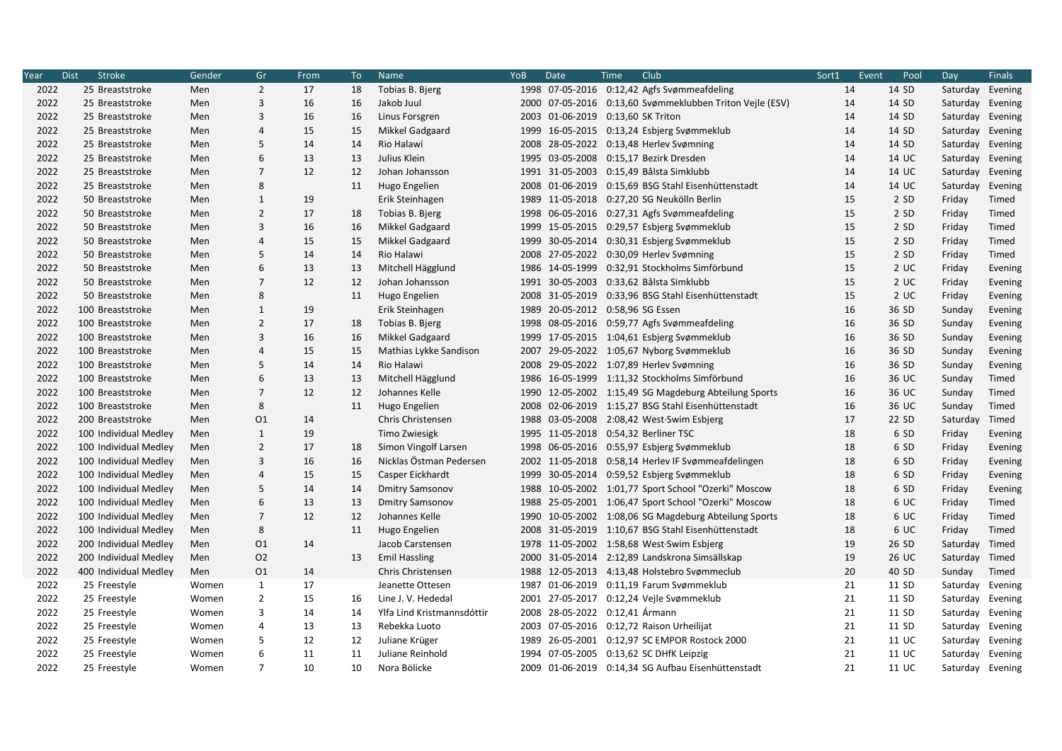| Year | Dist | Stroke | Gender | Gr | From | To | Name | YoB | Date | Time | Club | Sort1 | Event | Pool | Day | Finals |
|---|---|---|---|---|---|---|---|---|---|---|---|---|---|---|---|---|
| 2022 | 25 | Breaststroke | Men | 2 | 17 | 18 | Tobias B. Bjerg | 1998 | 07-05-2016 | 0:12,42 | Agfs Svømmeafdeling | 14 | 14 | SD | Saturday | Evening |
| 2022 | 25 | Breaststroke | Men | 3 | 16 | 16 | Jakob Juul | 2000 | 07-05-2016 | 0:13,60 | Svømmeklubben Triton Vejle (ESV) | 14 | 14 | SD | Saturday | Evening |
| 2022 | 25 | Breaststroke | Men | 3 | 16 | 16 | Linus Forsgren | 2003 | 01-06-2019 | 0:13,60 | SK Triton | 14 | 14 | SD | Saturday | Evening |
| 2022 | 25 | Breaststroke | Men | 4 | 15 | 15 | Mikkel Gadgaard | 1999 | 16-05-2015 | 0:13,24 | Esbjerg Svømmeklub | 14 | 14 | SD | Saturday | Evening |
| 2022 | 25 | Breaststroke | Men | 5 | 14 | 14 | Rio Halawi | 2008 | 28-05-2022 | 0:13,48 | Herlev Svømning | 14 | 14 | SD | Saturday | Evening |
| 2022 | 25 | Breaststroke | Men | 6 | 13 | 13 | Julius Klein | 1995 | 03-05-2008 | 0:15,17 | Bezirk Dresden | 14 | 14 | UC | Saturday | Evening |
| 2022 | 25 | Breaststroke | Men | 7 | 12 | 12 | Johan Johansson | 1991 | 31-05-2003 | 0:15,49 | Bålsta Simklubb | 14 | 14 | UC | Saturday | Evening |
| 2022 | 25 | Breaststroke | Men | 8 | | 11 | Hugo Engelien | 2008 | 01-06-2019 | 0:15,69 | BSG Stahl Eisenhüttenstadt | 14 | 14 | UC | Saturday | Evening |
| 2022 | 50 | Breaststroke | Men | 1 | 19 | | Erik Steinhagen | 1989 | 11-05-2018 | 0:27,20 | SG Neukölln Berlin | 15 | 2 | SD | Friday | Timed |
| 2022 | 50 | Breaststroke | Men | 2 | 17 | 18 | Tobias B. Bjerg | 1998 | 06-05-2016 | 0:27,31 | Agfs Svømmeafdeling | 15 | 2 | SD | Friday | Timed |
| 2022 | 50 | Breaststroke | Men | 3 | 16 | 16 | Mikkel Gadgaard | 1999 | 15-05-2015 | 0:29,57 | Esbjerg Svømmeklub | 15 | 2 | SD | Friday | Timed |
| 2022 | 50 | Breaststroke | Men | 4 | 15 | 15 | Mikkel Gadgaard | 1999 | 30-05-2014 | 0:30,31 | Esbjerg Svømmeklub | 15 | 2 | SD | Friday | Timed |
| 2022 | 50 | Breaststroke | Men | 5 | 14 | 14 | Rio Halawi | 2008 | 27-05-2022 | 0:30,09 | Herlev Svømning | 15 | 2 | SD | Friday | Timed |
| 2022 | 50 | Breaststroke | Men | 6 | 13 | 13 | Mitchell Hägglund | 1986 | 14-05-1999 | 0:32,91 | Stockholms Simförbund | 15 | 2 | UC | Friday | Evening |
| 2022 | 50 | Breaststroke | Men | 7 | 12 | 12 | Johan Johansson | 1991 | 30-05-2003 | 0:33,62 | Bålsta Simklubb | 15 | 2 | UC | Friday | Evening |
| 2022 | 50 | Breaststroke | Men | 8 | | 11 | Hugo Engelien | 2008 | 31-05-2019 | 0:33,96 | BSG Stahl Eisenhüttenstadt | 15 | 2 | UC | Friday | Evening |
| 2022 | 100 | Breaststroke | Men | 1 | 19 | | Erik Steinhagen | 1989 | 20-05-2012 | 0:58,96 | SG Essen | 16 | 36 | SD | Sunday | Evening |
| 2022 | 100 | Breaststroke | Men | 2 | 17 | 18 | Tobias B. Bjerg | 1998 | 08-05-2016 | 0:59,77 | Agfs Svømmeafdeling | 16 | 36 | SD | Sunday | Evening |
| 2022 | 100 | Breaststroke | Men | 3 | 16 | 16 | Mikkel Gadgaard | 1999 | 17-05-2015 | 1:04,61 | Esbjerg Svømmeklub | 16 | 36 | SD | Sunday | Evening |
| 2022 | 100 | Breaststroke | Men | 4 | 15 | 15 | Mathias Lykke Sandison | 2007 | 29-05-2022 | 1:05,67 | Nyborg Svømmeklub | 16 | 36 | SD | Sunday | Evening |
| 2022 | 100 | Breaststroke | Men | 5 | 14 | 14 | Rio Halawi | 2008 | 29-05-2022 | 1:07,89 | Herlev Svømning | 16 | 36 | SD | Sunday | Evening |
| 2022 | 100 | Breaststroke | Men | 6 | 13 | 13 | Mitchell Hägglund | 1986 | 16-05-1999 | 1:11,32 | Stockholms Simförbund | 16 | 36 | UC | Sunday | Timed |
| 2022 | 100 | Breaststroke | Men | 7 | 12 | 12 | Johannes Kelle | 1990 | 12-05-2002 | 1:15,49 | SG Magdeburg Abteilung Sports | 16 | 36 | UC | Sunday | Timed |
| 2022 | 100 | Breaststroke | Men | 8 | | 11 | Hugo Engelien | 2008 | 02-06-2019 | 1:15,27 | BSG Stahl Eisenhüttenstadt | 16 | 36 | UC | Sunday | Timed |
| 2022 | 200 | Breaststroke | Men | O1 | 14 | | Chris Christensen | 1988 | 03-05-2008 | 2:08,42 | West·Swim Esbjerg | 17 | 22 | SD | Saturday | Timed |
| 2022 | 100 | Individual Medley | Men | 1 | 19 | | Timo Zwiesigk | 1995 | 11-05-2018 | 0:54,32 | Berliner TSC | 18 | 6 | SD | Friday | Evening |
| 2022 | 100 | Individual Medley | Men | 2 | 17 | 18 | Simon Vingolf Larsen | 1998 | 06-05-2016 | 0:55,97 | Esbjerg Svømmeklub | 18 | 6 | SD | Friday | Evening |
| 2022 | 100 | Individual Medley | Men | 3 | 16 | 16 | Nicklas Östman Pedersen | 2002 | 11-05-2018 | 0:58,14 | Herlev IF Svømmeafdelingen | 18 | 6 | SD | Friday | Evening |
| 2022 | 100 | Individual Medley | Men | 4 | 15 | 15 | Casper Eickhardt | 1999 | 30-05-2014 | 0:59,52 | Esbjerg Svømmeklub | 18 | 6 | SD | Friday | Evening |
| 2022 | 100 | Individual Medley | Men | 5 | 14 | 14 | Dmitry Samsonov | 1988 | 10-05-2002 | 1:01,77 | Sport School "Ozerki" Moscow | 18 | 6 | SD | Friday | Evening |
| 2022 | 100 | Individual Medley | Men | 6 | 13 | 13 | Dmitry Samsonov | 1988 | 25-05-2001 | 1:06,47 | Sport School "Ozerki" Moscow | 18 | 6 | UC | Friday | Timed |
| 2022 | 100 | Individual Medley | Men | 7 | 12 | 12 | Johannes Kelle | 1990 | 10-05-2002 | 1:08,06 | SG Magdeburg Abteilung Sports | 18 | 6 | UC | Friday | Timed |
| 2022 | 100 | Individual Medley | Men | 8 | | 11 | Hugo Engelien | 2008 | 31-05-2019 | 1:10,67 | BSG Stahl Eisenhüttenstadt | 18 | 6 | UC | Friday | Timed |
| 2022 | 200 | Individual Medley | Men | O1 | 14 | | Jacob Carstensen | 1978 | 11-05-2002 | 1:58,68 | West·Swim Esbjerg | 19 | 26 | SD | Saturday | Timed |
| 2022 | 200 | Individual Medley | Men | O2 | | 13 | Emil Hassling | 2000 | 31-05-2014 | 2:12,89 | Landskrona Simsällskap | 19 | 26 | UC | Saturday | Timed |
| 2022 | 400 | Individual Medley | Men | O1 | 14 | | Chris Christensen | 1988 | 12-05-2013 | 4:13,48 | Holstebro Svømmeclub | 20 | 40 | SD | Sunday | Timed |
| 2022 | 25 | Freestyle | Women | 1 | 17 | | Jeanette Ottesen | 1987 | 01-06-2019 | 0:11,19 | Farum Svømmeklub | 21 | 11 | SD | Saturday | Evening |
| 2022 | 25 | Freestyle | Women | 2 | 15 | 16 | Line J. V. Hededal | 2001 | 27-05-2017 | 0:12,24 | Vejle Svømmeklub | 21 | 11 | SD | Saturday | Evening |
| 2022 | 25 | Freestyle | Women | 3 | 14 | 14 | Ylfa Lind Kristmannsdóttir | 2008 | 28-05-2022 | 0:12,41 | Ármann | 21 | 11 | SD | Saturday | Evening |
| 2022 | 25 | Freestyle | Women | 4 | 13 | 13 | Rebekka Luoto | 2003 | 07-05-2016 | 0:12,72 | Raison Urheilijat | 21 | 11 | SD | Saturday | Evening |
| 2022 | 25 | Freestyle | Women | 5 | 12 | 12 | Juliane Krüger | 1989 | 26-05-2001 | 0:12,97 | SC EMPOR Rostock 2000 | 21 | 11 | UC | Saturday | Evening |
| 2022 | 25 | Freestyle | Women | 6 | 11 | 11 | Juliane Reinhold | 1994 | 07-05-2005 | 0:13,62 | SC DHfK Leipzig | 21 | 11 | UC | Saturday | Evening |
| 2022 | 25 | Freestyle | Women | 7 | 10 | 10 | Nora Bölicke | 2009 | 01-06-2019 | 0:14,34 | SG Aufbau Eisenhüttenstadt | 21 | 11 | UC | Saturday | Evening |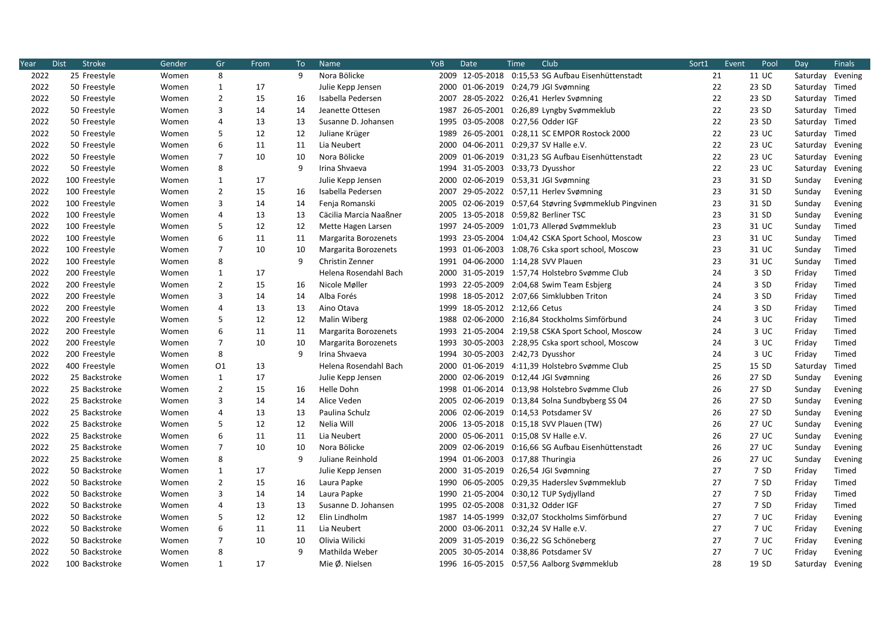| Year | Dist | Stroke | Gender | Gr | From | To | Name | YoB | Date | Time | Club | Sort1 | Event | Pool | Day | Finals |
|---|---|---|---|---|---|---|---|---|---|---|---|---|---|---|---|---|
| 2022 | 25 | Freestyle | Women | 8 | | 9 | Nora Bölicke | 2009 | 12-05-2018 | 0:15,53 | SG Aufbau Eisenhüttenstadt | 21 | 11 | UC | Saturday | Evening |
| 2022 | 50 | Freestyle | Women | 1 | 17 | | Julie Kepp Jensen | 2000 | 01-06-2019 | 0:24,79 | JGI Svømning | 22 | 23 | SD | Saturday | Timed |
| 2022 | 50 | Freestyle | Women | 2 | 15 | 16 | Isabella Pedersen | 2007 | 28-05-2022 | 0:26,41 | Herlev Svømning | 22 | 23 | SD | Saturday | Timed |
| 2022 | 50 | Freestyle | Women | 3 | 14 | 14 | Jeanette Ottesen | 1987 | 26-05-2001 | 0:26,89 | Lyngby Svømmeklub | 22 | 23 | SD | Saturday | Timed |
| 2022 | 50 | Freestyle | Women | 4 | 13 | 13 | Susanne D. Johansen | 1995 | 03-05-2008 | 0:27,56 | Odder IGF | 22 | 23 | SD | Saturday | Timed |
| 2022 | 50 | Freestyle | Women | 5 | 12 | 12 | Juliane Krüger | 1989 | 26-05-2001 | 0:28,11 | SC EMPOR Rostock 2000 | 22 | 23 | UC | Saturday | Timed |
| 2022 | 50 | Freestyle | Women | 6 | 11 | 11 | Lia Neubert | 2000 | 04-06-2011 | 0:29,37 | SV Halle e.V. | 22 | 23 | UC | Saturday | Evening |
| 2022 | 50 | Freestyle | Women | 7 | 10 | 10 | Nora Bölicke | 2009 | 01-06-2019 | 0:31,23 | SG Aufbau Eisenhüttenstadt | 22 | 23 | UC | Saturday | Evening |
| 2022 | 50 | Freestyle | Women | 8 | | 9 | Irina Shvaeva | 1994 | 31-05-2003 | 0:33,73 | Dyusshor | 22 | 23 | UC | Saturday | Evening |
| 2022 | 100 | Freestyle | Women | 1 | 17 | | Julie Kepp Jensen | 2000 | 02-06-2019 | 0:53,31 | JGI Svømning | 23 | 31 | SD | Sunday | Evening |
| 2022 | 100 | Freestyle | Women | 2 | 15 | 16 | Isabella Pedersen | 2007 | 29-05-2022 | 0:57,11 | Herlev Svømning | 23 | 31 | SD | Sunday | Evening |
| 2022 | 100 | Freestyle | Women | 3 | 14 | 14 | Fenja Romanski | 2005 | 02-06-2019 | 0:57,64 | Støvring Svømmeklub Pingvinen | 23 | 31 | SD | Sunday | Evening |
| 2022 | 100 | Freestyle | Women | 4 | 13 | 13 | Cäcilia Marcia Naaßner | 2005 | 13-05-2018 | 0:59,82 | Berliner TSC | 23 | 31 | SD | Sunday | Evening |
| 2022 | 100 | Freestyle | Women | 5 | 12 | 12 | Mette Hagen Larsen | 1997 | 24-05-2009 | 1:01,73 | Allerød Svømmeklub | 23 | 31 | UC | Sunday | Timed |
| 2022 | 100 | Freestyle | Women | 6 | 11 | 11 | Margarita Borozenets | 1993 | 23-05-2004 | 1:04,42 | CSKA Sport School, Moscow | 23 | 31 | UC | Sunday | Timed |
| 2022 | 100 | Freestyle | Women | 7 | 10 | 10 | Margarita Borozenets | 1993 | 01-06-2003 | 1:08,76 | Cska sport school, Moscow | 23 | 31 | UC | Sunday | Timed |
| 2022 | 100 | Freestyle | Women | 8 | | 9 | Christin Zenner | 1991 | 04-06-2000 | 1:14,28 | SVV Plauen | 23 | 31 | UC | Sunday | Timed |
| 2022 | 200 | Freestyle | Women | 1 | 17 | | Helena Rosendahl Bach | 2000 | 31-05-2019 | 1:57,74 | Holstebro Svømme Club | 24 | 3 | SD | Friday | Timed |
| 2022 | 200 | Freestyle | Women | 2 | 15 | 16 | Nicole Møller | 1993 | 22-05-2009 | 2:04,68 | Swim Team Esbjerg | 24 | 3 | SD | Friday | Timed |
| 2022 | 200 | Freestyle | Women | 3 | 14 | 14 | Alba Forés | 1998 | 18-05-2012 | 2:07,66 | Simklubben Triton | 24 | 3 | SD | Friday | Timed |
| 2022 | 200 | Freestyle | Women | 4 | 13 | 13 | Aino Otava | 1999 | 18-05-2012 | 2:12,66 | Cetus | 24 | 3 | SD | Friday | Timed |
| 2022 | 200 | Freestyle | Women | 5 | 12 | 12 | Malin Wiberg | 1988 | 02-06-2000 | 2:16,84 | Stockholms Simförbund | 24 | 3 | UC | Friday | Timed |
| 2022 | 200 | Freestyle | Women | 6 | 11 | 11 | Margarita Borozenets | 1993 | 21-05-2004 | 2:19,58 | CSKA Sport School, Moscow | 24 | 3 | UC | Friday | Timed |
| 2022 | 200 | Freestyle | Women | 7 | 10 | 10 | Margarita Borozenets | 1993 | 30-05-2003 | 2:28,95 | Cska sport school, Moscow | 24 | 3 | UC | Friday | Timed |
| 2022 | 200 | Freestyle | Women | 8 | | 9 | Irina Shvaeva | 1994 | 30-05-2003 | 2:42,73 | Dyusshor | 24 | 3 | UC | Friday | Timed |
| 2022 | 400 | Freestyle | Women | O1 | 13 | | Helena Rosendahl Bach | 2000 | 01-06-2019 | 4:11,39 | Holstebro Svømme Club | 25 | 15 | SD | Saturday | Timed |
| 2022 | 25 | Backstroke | Women | 1 | 17 | | Julie Kepp Jensen | 2000 | 02-06-2019 | 0:12,44 | JGI Svømning | 26 | 27 | SD | Sunday | Evening |
| 2022 | 25 | Backstroke | Women | 2 | 15 | 16 | Helle Dohn | 1998 | 01-06-2014 | 0:13,98 | Holstebro Svømme Club | 26 | 27 | SD | Sunday | Evening |
| 2022 | 25 | Backstroke | Women | 3 | 14 | 14 | Alice Veden | 2005 | 02-06-2019 | 0:13,84 | Solna Sundbyberg SS 04 | 26 | 27 | SD | Sunday | Evening |
| 2022 | 25 | Backstroke | Women | 4 | 13 | 13 | Paulina Schulz | 2006 | 02-06-2019 | 0:14,53 | Potsdamer SV | 26 | 27 | SD | Sunday | Evening |
| 2022 | 25 | Backstroke | Women | 5 | 12 | 12 | Nelia Will | 2006 | 13-05-2018 | 0:15,18 | SVV Plauen (TW) | 26 | 27 | UC | Sunday | Evening |
| 2022 | 25 | Backstroke | Women | 6 | 11 | 11 | Lia Neubert | 2000 | 05-06-2011 | 0:15,08 | SV Halle e.V. | 26 | 27 | UC | Sunday | Evening |
| 2022 | 25 | Backstroke | Women | 7 | 10 | 10 | Nora Bölicke | 2009 | 02-06-2019 | 0:16,66 | SG Aufbau Eisenhüttenstadt | 26 | 27 | UC | Sunday | Evening |
| 2022 | 25 | Backstroke | Women | 8 | | 9 | Juliane Reinhold | 1994 | 01-06-2003 | 0:17,88 | Thuringia | 26 | 27 | UC | Sunday | Evening |
| 2022 | 50 | Backstroke | Women | 1 | 17 | | Julie Kepp Jensen | 2000 | 31-05-2019 | 0:26,54 | JGI Svømning | 27 | 7 | SD | Friday | Timed |
| 2022 | 50 | Backstroke | Women | 2 | 15 | 16 | Laura Papke | 1990 | 06-05-2005 | 0:29,35 | Haderslev Svømmeklub | 27 | 7 | SD | Friday | Timed |
| 2022 | 50 | Backstroke | Women | 3 | 14 | 14 | Laura Papke | 1990 | 21-05-2004 | 0:30,12 | TUP Sydjylland | 27 | 7 | SD | Friday | Timed |
| 2022 | 50 | Backstroke | Women | 4 | 13 | 13 | Susanne D. Johansen | 1995 | 02-05-2008 | 0:31,32 | Odder IGF | 27 | 7 | SD | Friday | Timed |
| 2022 | 50 | Backstroke | Women | 5 | 12 | 12 | Elin Lindholm | 1987 | 14-05-1999 | 0:32,07 | Stockholms Simförbund | 27 | 7 | UC | Friday | Evening |
| 2022 | 50 | Backstroke | Women | 6 | 11 | 11 | Lia Neubert | 2000 | 03-06-2011 | 0:32,24 | SV Halle e.V. | 27 | 7 | UC | Friday | Evening |
| 2022 | 50 | Backstroke | Women | 7 | 10 | 10 | Olivia Wilicki | 2009 | 31-05-2019 | 0:36,22 | SG Schöneberg | 27 | 7 | UC | Friday | Evening |
| 2022 | 50 | Backstroke | Women | 8 | | 9 | Mathilda Weber | 2005 | 30-05-2014 | 0:38,86 | Potsdamer SV | 27 | 7 | UC | Friday | Evening |
| 2022 | 100 | Backstroke | Women | 1 | 17 | | Mie Ø. Nielsen | 1996 | 16-05-2015 | 0:57,56 | Aalborg Svømmeklub | 28 | 19 | SD | Saturday | Evening |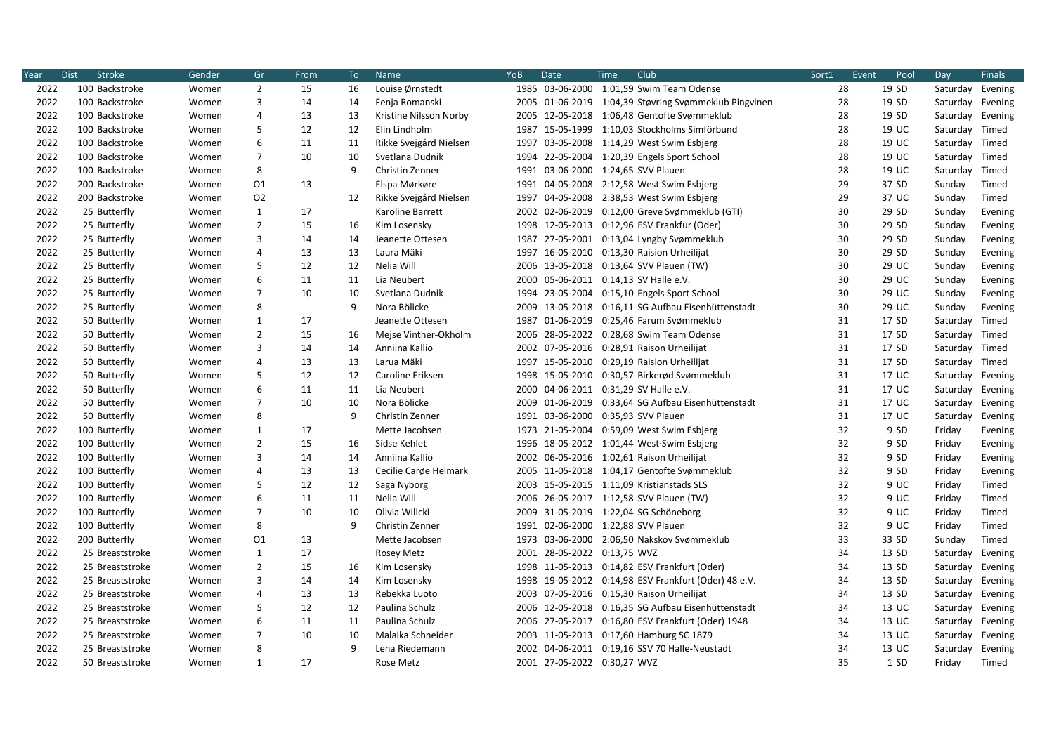| Year | Dist | Stroke | Gender | Gr | From | To | Name | YoB | Date | Time | Club | Sort1 | Event | Pool | Day | Finals |
|---|---|---|---|---|---|---|---|---|---|---|---|---|---|---|---|---|
| 2022 | 100 | Backstroke | Women | 2 | 15 | 16 | Louise Ørnstedt | 1985 | 03-06-2000 | 1:01,59 | Swim Team Odense | 28 | 19 | SD | Saturday | Evening |
| 2022 | 100 | Backstroke | Women | 3 | 14 | 14 | Fenja Romanski | 2005 | 01-06-2019 | 1:04,39 | Støvring Svømmeklub Pingvinen | 28 | 19 | SD | Saturday | Evening |
| 2022 | 100 | Backstroke | Women | 4 | 13 | 13 | Kristine Nilsson Norby | 2005 | 12-05-2018 | 1:06,48 | Gentofte Svømmeklub | 28 | 19 | SD | Saturday | Evening |
| 2022 | 100 | Backstroke | Women | 5 | 12 | 12 | Elin Lindholm | 1987 | 15-05-1999 | 1:10,03 | Stockholms Simförbund | 28 | 19 | UC | Saturday | Timed |
| 2022 | 100 | Backstroke | Women | 6 | 11 | 11 | Rikke Svejgård Nielsen | 1997 | 03-05-2008 | 1:14,29 | West Swim Esbjerg | 28 | 19 | UC | Saturday | Timed |
| 2022 | 100 | Backstroke | Women | 7 | 10 | 10 | Svetlana Dudnik | 1994 | 22-05-2004 | 1:20,39 | Engels Sport School | 28 | 19 | UC | Saturday | Timed |
| 2022 | 100 | Backstroke | Women | 8 | | 9 | Christin Zenner | 1991 | 03-06-2000 | 1:24,65 | SVV Plauen | 28 | 19 | UC | Saturday | Timed |
| 2022 | 200 | Backstroke | Women | O1 | 13 | | Elspa Mørkøre | 1991 | 04-05-2008 | 2:12,58 | West Swim Esbjerg | 29 | 37 | SD | Sunday | Timed |
| 2022 | 200 | Backstroke | Women | O2 | | 12 | Rikke Svejgård Nielsen | 1997 | 04-05-2008 | 2:38,53 | West Swim Esbjerg | 29 | 37 | UC | Sunday | Timed |
| 2022 | 25 | Butterfly | Women | 1 | 17 | | Karoline Barrett | 2002 | 02-06-2019 | 0:12,00 | Greve Svømmeklub (GTI) | 30 | 29 | SD | Sunday | Evening |
| 2022 | 25 | Butterfly | Women | 2 | 15 | 16 | Kim Losensky | 1998 | 12-05-2013 | 0:12,96 | ESV Frankfur (Oder) | 30 | 29 | SD | Sunday | Evening |
| 2022 | 25 | Butterfly | Women | 3 | 14 | 14 | Jeanette Ottesen | 1987 | 27-05-2001 | 0:13,04 | Lyngby Svømmeklub | 30 | 29 | SD | Sunday | Evening |
| 2022 | 25 | Butterfly | Women | 4 | 13 | 13 | Laura Mäki | 1997 | 16-05-2010 | 0:13,30 | Raisio Urheilijat | 30 | 29 | SD | Sunday | Evening |
| 2022 | 25 | Butterfly | Women | 5 | 12 | 12 | Nelia Will | 2006 | 13-05-2018 | 0:13,64 | SVV Plauen (TW) | 30 | 29 | UC | Sunday | Evening |
| 2022 | 25 | Butterfly | Women | 6 | 11 | 11 | Lia Neubert | 2000 | 05-06-2011 | 0:14,13 | SV Halle e.V. | 30 | 29 | UC | Sunday | Evening |
| 2022 | 25 | Butterfly | Women | 7 | 10 | 10 | Svetlana Dudnik | 1994 | 23-05-2004 | 0:15,10 | Engels Sport School | 30 | 29 | UC | Sunday | Evening |
| 2022 | 25 | Butterfly | Women | 8 | | 9 | Nora Bölicke | 2009 | 13-05-2018 | 0:16,11 | SG Aufbau Eisenhüttenstadt | 30 | 29 | UC | Sunday | Evening |
| 2022 | 50 | Butterfly | Women | 1 | 17 | | Jeanette Ottesen | 1987 | 01-06-2019 | 0:25,46 | Farum Svømmeklub | 31 | 17 | SD | Saturday | Timed |
| 2022 | 50 | Butterfly | Women | 2 | 15 | 16 | Mejse Vinther-Okholm | 2006 | 28-05-2022 | 0:28,68 | Swim Team Odense | 31 | 17 | SD | Saturday | Timed |
| 2022 | 50 | Butterfly | Women | 3 | 14 | 14 | Anniina Kallio | 2002 | 07-05-2016 | 0:28,91 | Raison Urheilijat | 31 | 17 | SD | Saturday | Timed |
| 2022 | 50 | Butterfly | Women | 4 | 13 | 13 | Larua Mäki | 1997 | 15-05-2010 | 0:29,19 | Raision Urheilijat | 31 | 17 | SD | Saturday | Timed |
| 2022 | 50 | Butterfly | Women | 5 | 12 | 12 | Caroline Eriksen | 1998 | 15-05-2010 | 0:30,57 | Birkerød Svømmeklub | 31 | 17 | UC | Saturday | Evening |
| 2022 | 50 | Butterfly | Women | 6 | 11 | 11 | Lia Neubert | 2000 | 04-06-2011 | 0:31,29 | SV Halle e.V. | 31 | 17 | UC | Saturday | Evening |
| 2022 | 50 | Butterfly | Women | 7 | 10 | 10 | Nora Bölicke | 2009 | 01-06-2019 | 0:33,64 | SG Aufbau Eisenhüttenstadt | 31 | 17 | UC | Saturday | Evening |
| 2022 | 50 | Butterfly | Women | 8 | | 9 | Christin Zenner | 1991 | 03-06-2000 | 0:35,93 | SVV Plauen | 31 | 17 | UC | Saturday | Evening |
| 2022 | 100 | Butterfly | Women | 1 | 17 | | Mette Jacobsen | 1973 | 21-05-2004 | 0:59,09 | West Swim Esbjerg | 32 | 9 | SD | Friday | Evening |
| 2022 | 100 | Butterfly | Women | 2 | 15 | 16 | Sidse Kehlet | 1996 | 18-05-2012 | 1:01,44 | West·Swim Esbjerg | 32 | 9 | SD | Friday | Evening |
| 2022 | 100 | Butterfly | Women | 3 | 14 | 14 | Anniina Kallio | 2002 | 06-05-2016 | 1:02,61 | Raison Urheilijat | 32 | 9 | SD | Friday | Evening |
| 2022 | 100 | Butterfly | Women | 4 | 13 | 13 | Cecilie Carøe Helmark | 2005 | 11-05-2018 | 1:04,17 | Gentofte Svømmeklub | 32 | 9 | SD | Friday | Evening |
| 2022 | 100 | Butterfly | Women | 5 | 12 | 12 | Saga Nyborg | 2003 | 15-05-2015 | 1:11,09 | Kristianstads SLS | 32 | 9 | UC | Friday | Timed |
| 2022 | 100 | Butterfly | Women | 6 | 11 | 11 | Nelia Will | 2006 | 26-05-2017 | 1:12,58 | SVV Plauen (TW) | 32 | 9 | UC | Friday | Timed |
| 2022 | 100 | Butterfly | Women | 7 | 10 | 10 | Olivia Wilicki | 2009 | 31-05-2019 | 1:22,04 | SG Schöneberg | 32 | 9 | UC | Friday | Timed |
| 2022 | 100 | Butterfly | Women | 8 | | 9 | Christin Zenner | 1991 | 02-06-2000 | 1:22,88 | SVV Plauen | 32 | 9 | UC | Friday | Timed |
| 2022 | 200 | Butterfly | Women | O1 | 13 | | Mette Jacobsen | 1973 | 03-06-2000 | 2:06,50 | Nakskov Svømmeklub | 33 | 33 | SD | Sunday | Timed |
| 2022 | 25 | Breaststroke | Women | 1 | 17 | | Rosey Metz | 2001 | 28-05-2022 | 0:13,75 | WVZ | 34 | 13 | SD | Saturday | Evening |
| 2022 | 25 | Breaststroke | Women | 2 | 15 | 16 | Kim Losensky | 1998 | 11-05-2013 | 0:14,82 | ESV Frankfurt (Oder) | 34 | 13 | SD | Saturday | Evening |
| 2022 | 25 | Breaststroke | Women | 3 | 14 | 14 | Kim Losensky | 1998 | 19-05-2012 | 0:14,98 | ESV Frankfurt (Oder) 48 e.V. | 34 | 13 | SD | Saturday | Evening |
| 2022 | 25 | Breaststroke | Women | 4 | 13 | 13 | Rebekka Luoto | 2003 | 07-05-2016 | 0:15,30 | Raison Urheilijat | 34 | 13 | SD | Saturday | Evening |
| 2022 | 25 | Breaststroke | Women | 5 | 12 | 12 | Paulina Schulz | 2006 | 12-05-2018 | 0:16,35 | SG Aufbau Eisenhüttenstadt | 34 | 13 | UC | Saturday | Evening |
| 2022 | 25 | Breaststroke | Women | 6 | 11 | 11 | Paulina Schulz | 2006 | 27-05-2017 | 0:16,80 | ESV Frankfurt (Oder) 1948 | 34 | 13 | UC | Saturday | Evening |
| 2022 | 25 | Breaststroke | Women | 7 | 10 | 10 | Malaika Schneider | 2003 | 11-05-2013 | 0:17,60 | Hamburg SC 1879 | 34 | 13 | UC | Saturday | Evening |
| 2022 | 25 | Breaststroke | Women | 8 | | 9 | Lena Riedemann | 2002 | 04-06-2011 | 0:19,16 | SSV 70 Halle-Neustadt | 34 | 13 | UC | Saturday | Evening |
| 2022 | 50 | Breaststroke | Women | 1 | 17 | | Rose Metz | 2001 | 27-05-2022 | 0:30,27 | WVZ | 35 | 1 | SD | Friday | Timed |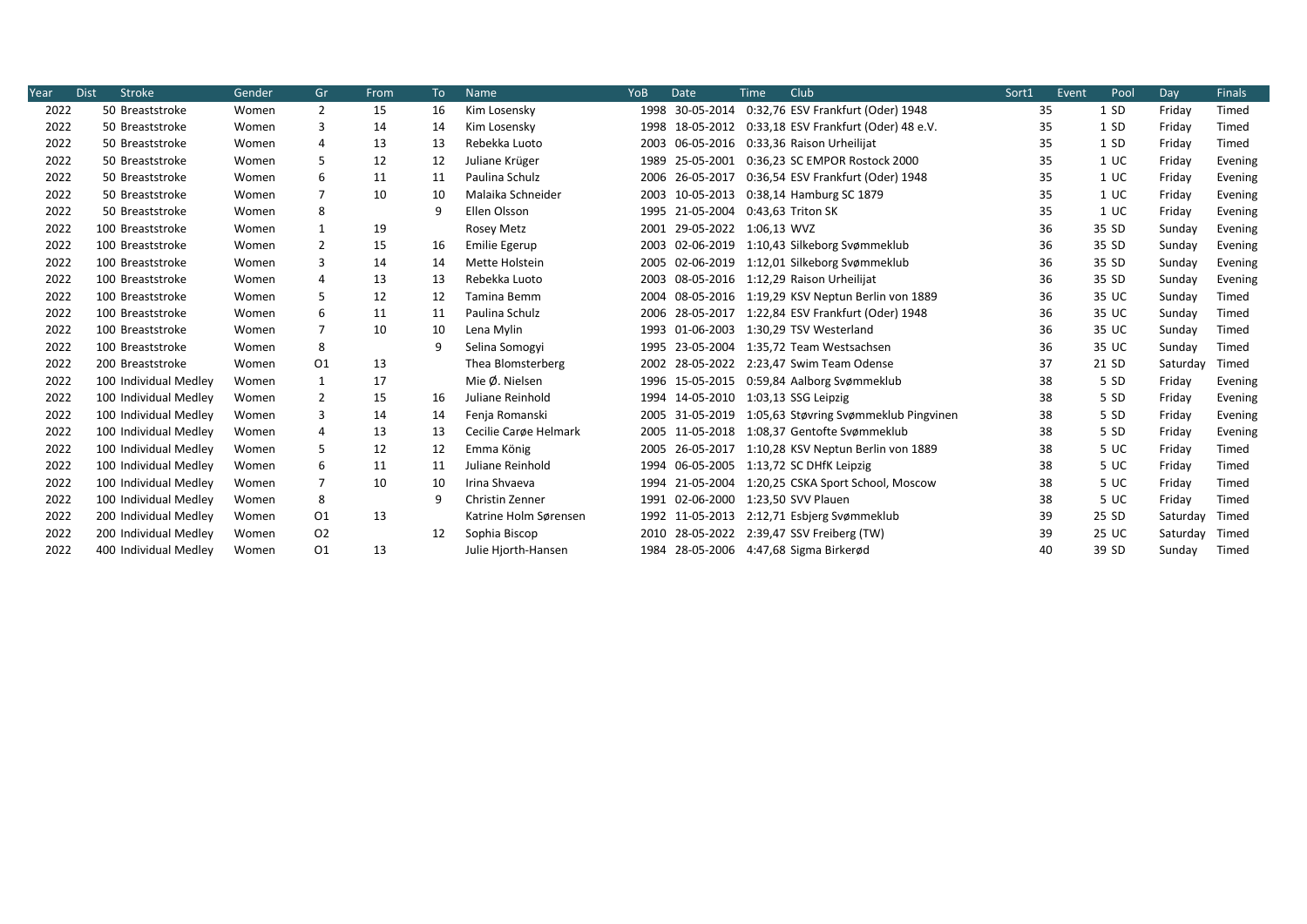| Year | Dist | Stroke | Gender | Gr | From | To | Name | YoB | Date | Time | Club | Sort1 | Event | Pool | Day | Finals |
|---|---|---|---|---|---|---|---|---|---|---|---|---|---|---|---|---|
| 2022 | 50 | Breaststroke | Women | 2 | 15 | 16 | Kim Losensky | 1998 | 30-05-2014 | 0:32,76 | ESV Frankfurt (Oder) 1948 | 35 | 1 | SD | Friday | Timed |
| 2022 | 50 | Breaststroke | Women | 3 | 14 | 14 | Kim Losensky | 1998 | 18-05-2012 | 0:33,18 | ESV Frankfurt (Oder) 48 e.V. | 35 | 1 | SD | Friday | Timed |
| 2022 | 50 | Breaststroke | Women | 4 | 13 | 13 | Rebekka Luoto | 2003 | 06-05-2016 | 0:33,36 | Raison Urheilijat | 35 | 1 | SD | Friday | Timed |
| 2022 | 50 | Breaststroke | Women | 5 | 12 | 12 | Juliane Krüger | 1989 | 25-05-2001 | 0:36,23 | SC EMPOR Rostock 2000 | 35 | 1 | UC | Friday | Evening |
| 2022 | 50 | Breaststroke | Women | 6 | 11 | 11 | Paulina Schulz | 2006 | 26-05-2017 | 0:36,54 | ESV Frankfurt (Oder) 1948 | 35 | 1 | UC | Friday | Evening |
| 2022 | 50 | Breaststroke | Women | 7 | 10 | 10 | Malaika Schneider | 2003 | 10-05-2013 | 0:38,14 | Hamburg SC 1879 | 35 | 1 | UC | Friday | Evening |
| 2022 | 50 | Breaststroke | Women | 8 | | 9 | Ellen Olsson | 1995 | 21-05-2004 | 0:43,63 | Triton SK | 35 | 1 | UC | Friday | Evening |
| 2022 | 100 | Breaststroke | Women | 1 | 19 | | Rosey Metz | 2001 | 29-05-2022 | 1:06,13 | WVZ | 36 | 35 | SD | Sunday | Evening |
| 2022 | 100 | Breaststroke | Women | 2 | 15 | 16 | Emilie Egerup | 2003 | 02-06-2019 | 1:10,43 | Silkeborg Svømmeklub | 36 | 35 | SD | Sunday | Evening |
| 2022 | 100 | Breaststroke | Women | 3 | 14 | 14 | Mette Holstein | 2005 | 02-06-2019 | 1:12,01 | Silkeborg Svømmeklub | 36 | 35 | SD | Sunday | Evening |
| 2022 | 100 | Breaststroke | Women | 4 | 13 | 13 | Rebekka Luoto | 2003 | 08-05-2016 | 1:12,29 | Raison Urheilijat | 36 | 35 | SD | Sunday | Evening |
| 2022 | 100 | Breaststroke | Women | 5 | 12 | 12 | Tamina Bemm | 2004 | 08-05-2016 | 1:19,29 | KSV Neptun Berlin von 1889 | 36 | 35 | UC | Sunday | Timed |
| 2022 | 100 | Breaststroke | Women | 6 | 11 | 11 | Paulina Schulz | 2006 | 28-05-2017 | 1:22,84 | ESV Frankfurt (Oder) 1948 | 36 | 35 | UC | Sunday | Timed |
| 2022 | 100 | Breaststroke | Women | 7 | 10 | 10 | Lena Mylin | 1993 | 01-06-2003 | 1:30,29 | TSV Westerland | 36 | 35 | UC | Sunday | Timed |
| 2022 | 100 | Breaststroke | Women | 8 | | 9 | Selina Somogyi | 1995 | 23-05-2004 | 1:35,72 | Team Westsachsen | 36 | 35 | UC | Sunday | Timed |
| 2022 | 200 | Breaststroke | Women | O1 | 13 | | Thea Blomsterberg | 2002 | 28-05-2022 | 2:23,47 | Swim Team Odense | 37 | 21 | SD | Saturday | Timed |
| 2022 | 100 | Individual Medley | Women | 1 | 17 | | Mie Ø. Nielsen | 1996 | 15-05-2015 | 0:59,84 | Aalborg Svømmeklub | 38 | 5 | SD | Friday | Evening |
| 2022 | 100 | Individual Medley | Women | 2 | 15 | 16 | Juliane Reinhold | 1994 | 14-05-2010 | 1:03,13 | SSG Leipzig | 38 | 5 | SD | Friday | Evening |
| 2022 | 100 | Individual Medley | Women | 3 | 14 | 14 | Fenja Romanski | 2005 | 31-05-2019 | 1:05,63 | Støvring Svømmeklub Pingvinen | 38 | 5 | SD | Friday | Evening |
| 2022 | 100 | Individual Medley | Women | 4 | 13 | 13 | Cecilie Carøe Helmark | 2005 | 11-05-2018 | 1:08,37 | Gentofte Svømmeklub | 38 | 5 | SD | Friday | Evening |
| 2022 | 100 | Individual Medley | Women | 5 | 12 | 12 | Emma König | 2005 | 26-05-2017 | 1:10,28 | KSV Neptun Berlin von 1889 | 38 | 5 | UC | Friday | Timed |
| 2022 | 100 | Individual Medley | Women | 6 | 11 | 11 | Juliane Reinhold | 1994 | 06-05-2005 | 1:13,72 | SC DHfK Leipzig | 38 | 5 | UC | Friday | Timed |
| 2022 | 100 | Individual Medley | Women | 7 | 10 | 10 | Irina Shvaeva | 1994 | 21-05-2004 | 1:20,25 | CSKA Sport School, Moscow | 38 | 5 | UC | Friday | Timed |
| 2022 | 100 | Individual Medley | Women | 8 | | 9 | Christin Zenner | 1991 | 02-06-2000 | 1:23,50 | SVV Plauen | 38 | 5 | UC | Friday | Timed |
| 2022 | 200 | Individual Medley | Women | O1 | 13 | | Katrine Holm Sørensen | 1992 | 11-05-2013 | 2:12,71 | Esbjerg Svømmeklub | 39 | 25 | SD | Saturday | Timed |
| 2022 | 200 | Individual Medley | Women | O2 | | 12 | Sophia Biscop | 2010 | 28-05-2022 | 2:39,47 | SSV Freiberg (TW) | 39 | 25 | UC | Saturday | Timed |
| 2022 | 400 | Individual Medley | Women | O1 | 13 | | Julie Hjorth-Hansen | 1984 | 28-05-2006 | 4:47,68 | Sigma Birkerød | 40 | 39 | SD | Sunday | Timed |